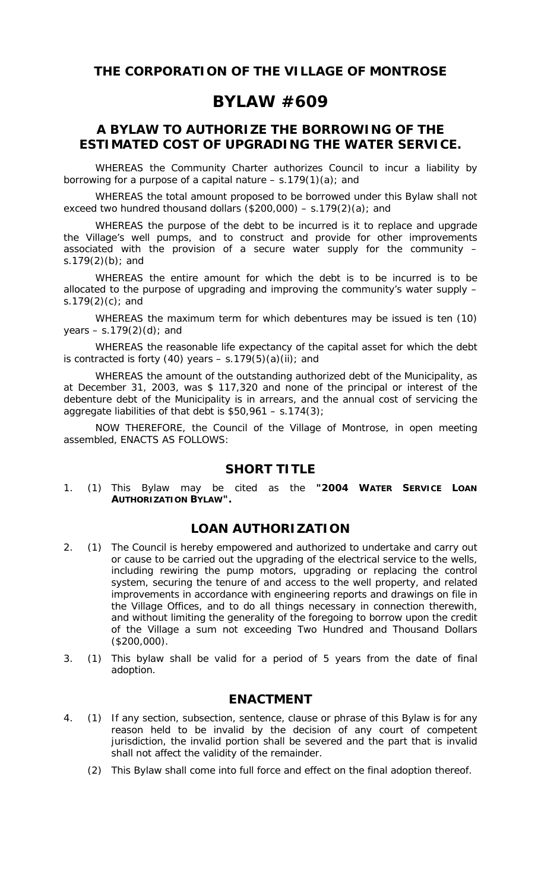## THE CORPORATION OF THE VILLAGE OF MONTROSE

# BYLAW #609

## A BYLAW TO AUTHORIZE THE BORROWING OF THE ESTIMATED COST OF UPGRADING THE WATER SERVICE.

WHEREAS the Community Charter authorizes Council to incur a liability by borrowing for a purpose of a capital nature – s.179(1)(a); and

WHEREAS the total amount proposed to be borrowed under this Bylaw shall not exceed two hundred thousand dollars ($200,000) – s.179(2)(a); and

WHEREAS the purpose of the debt to be incurred is it to replace and upgrade the Village's well pumps, and to construct and provide for other improvements associated with the provision of a secure water supply for the community – s.179(2)(b); and

WHEREAS the entire amount for which the debt is to be incurred is to be allocated to the purpose of upgrading and improving the community's water supply – s.179(2)(c); and

WHEREAS the maximum term for which debentures may be issued is ten (10) years – s.179(2)(d); and

WHEREAS the reasonable life expectancy of the capital asset for which the debt is contracted is forty (40) years – s.179(5)(a)(ii); and

WHEREAS the amount of the outstanding authorized debt of the Municipality, as at December 31, 2003, was $ 117,320 and none of the principal or interest of the debenture debt of the Municipality is in arrears, and the annual cost of servicing the aggregate liabilities of that debt is $50,961 – s.174(3);

NOW THEREFORE, the Council of the Village of Montrose, in open meeting assembled, ENACTS AS FOLLOWS:

## SHORT TITLE

1. (1) This Bylaw may be cited as the **"2004 WATER SERVICE LOAN AUTHORIZATION BYLAW".**

## LOAN AUTHORIZATION

2. (1) The Council is hereby empowered and authorized to undertake and carry out or cause to be carried out the upgrading of the electrical service to the wells, including rewiring the pump motors, upgrading or replacing the control system, securing the tenure of and access to the well property, and related improvements in accordance with engineering reports and drawings on file in the Village Offices, and to do all things necessary in connection therewith, and without limiting the generality of the foregoing to borrow upon the credit of the Village a sum not exceeding Two Hundred and Thousand Dollars ($200,000).

3. (1) This bylaw shall be valid for a period of 5 years from the date of final adoption.

## ENACTMENT

4. (1) If any section, subsection, sentence, clause or phrase of this Bylaw is for any reason held to be invalid by the decision of any court of competent jurisdiction, the invalid portion shall be severed and the part that is invalid shall not affect the validity of the remainder.

   (2) This Bylaw shall come into full force and effect on the final adoption thereof.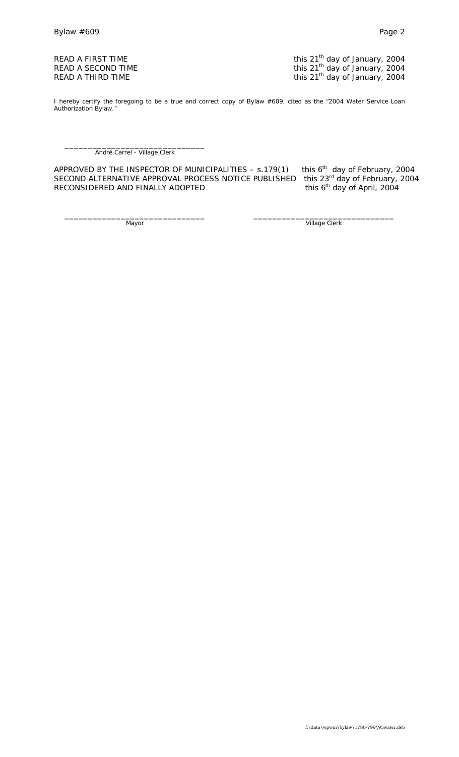READ A FIRST TIME this 21st day of January, 2004
READ A SECOND TIME this 21st day of January, 2004
READ A THIRD TIME this 21st day of January, 2004

I hereby certify the foregoing to be a true and correct copy of Bylaw #609, cited as the "2004 Water Service Loan Authorization Bylaw."

______________________________
André Carrel - Village Clerk

APPROVED BY THE INSPECTOR OF MUNICIPALITIES – s.179(1) this 6th day of February, 2004
SECOND ALTERNATIVE APPROVAL PROCESS NOTICE PUBLISHED this 23rd day of February, 2004
RECONSIDERED AND FINALLY ADOPTED this 6th day of April, 2004

______________________________
Mayor

______________________________
Village Clerk

f:\data\wpwin\bylaw\1780-799\95water.deb